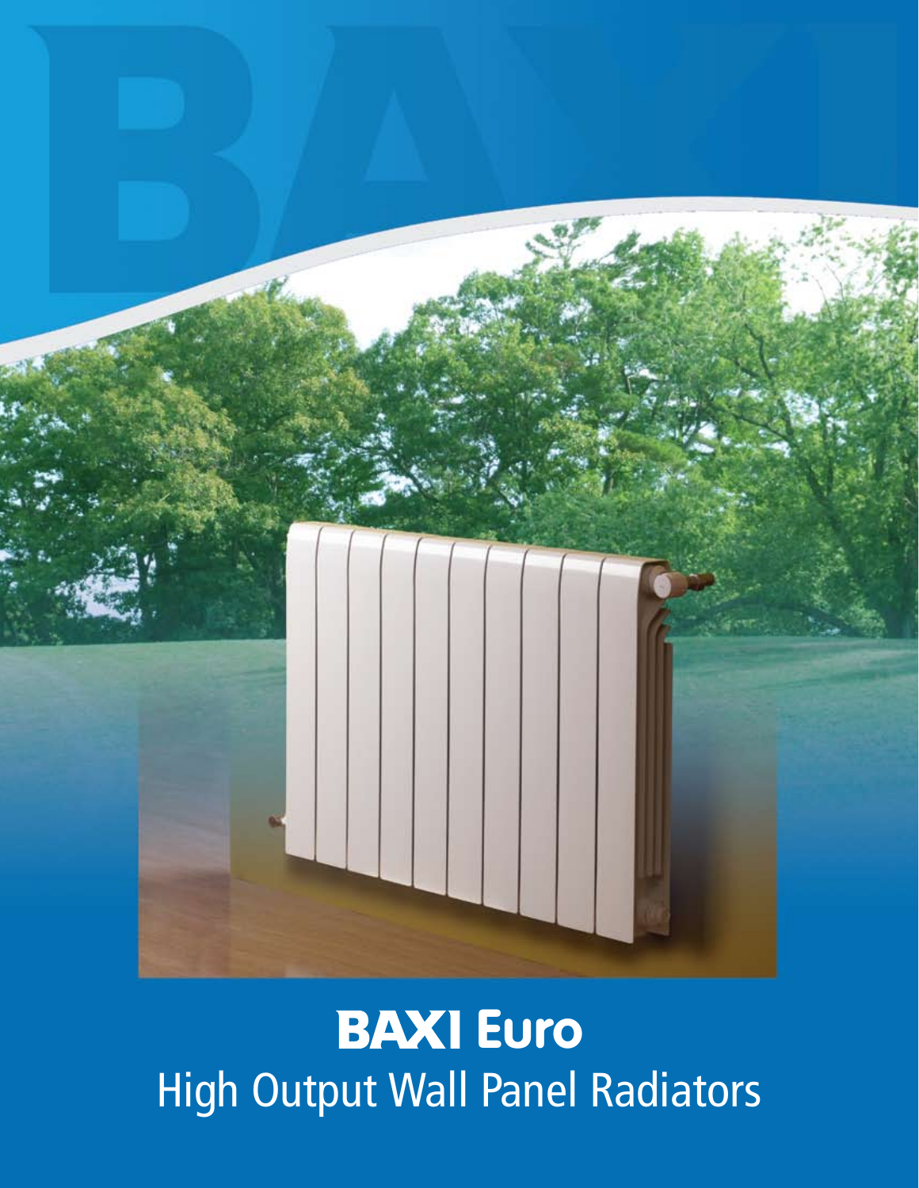# BAXI Euro

## High Output Wall Panel Radiators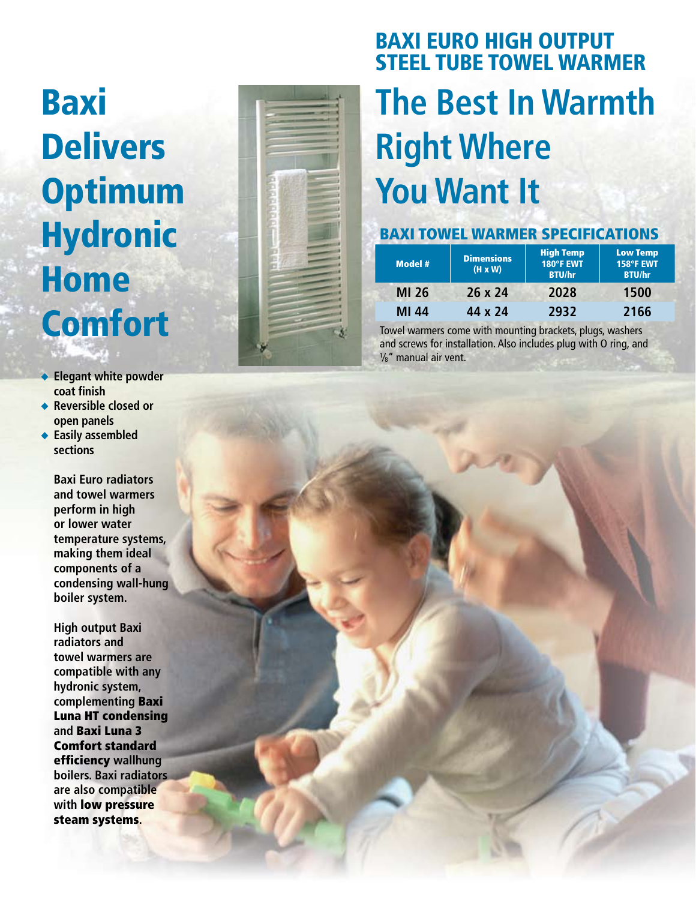# Baxi Delivers Optimum Hydronic Home Comfort

- Elegant white powder coat finish
- Reversible closed or open panels
- Easily assembled sections

**Baxi Euro radiators and towel warmers perform in high or lower water temperature systems, making them ideal components of a condensing wall-hung boiler system.**

**High output Baxi radiators and towel warmers are compatible with any hydronic system, complementing Baxi Luna HT condensing and Baxi Luna 3 Comfort standard efficiency wallhung boilers. Baxi radiators are also compatible with low pressure steam systems.**

## BAXI EURO HIGH OUTPUT STEEL TUBE TOWEL WARMER

# The Best In Warmth Right Where You Want It

### BAXI TOWEL WARMER SPECIFICATIONS

| Model # | Dimensions (H x W) | High Temp 180°F EWT BTU/hr | Low Temp 158°F EWT BTU/hr |
|---|---|---|---|
| MI 26 | 26 x 24 | 2028 | 1500 |
| MI 44 | 44 x 24 | 2932 | 2166 |

Towel warmers come with mounting brackets, plugs, washers and screws for installation. Also includes plug with O ring, and ⅛" manual air vent.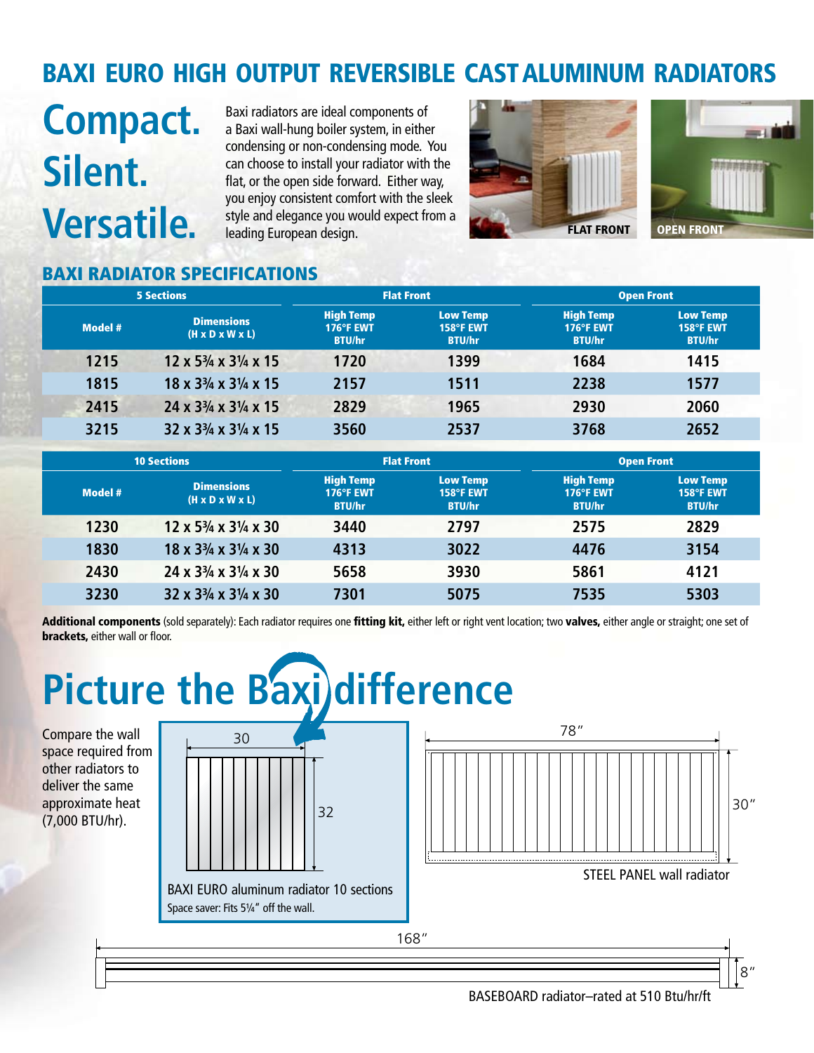# BAXI EURO HIGH OUTPUT REVERSIBLE CAST ALUMINUM RADIATORS

## Compact. Silent. Versatile.

Baxi radiators are ideal components of a Baxi wall-hung boiler system, in either condensing or non-condensing mode. You can choose to install your radiator with the flat, or the open side forward. Either way, you enjoy consistent comfort with the sleek style and elegance you would expect from a leading European design.

FLAT FRONT

OPEN FRONT

## BAXI RADIATOR SPECIFICATIONS

| 5 Sections | | Flat Front | | Open Front | |
|---|---|---|---|---|---|
| Model # | Dimensions (H x D x W x L) | High Temp 176°F EWT BTU/hr | Low Temp 158°F EWT BTU/hr | High Temp 176°F EWT BTU/hr | Low Temp 158°F EWT BTU/hr |
| 1215 | 12 x 5¾ x 3¼ x 15 | 1720 | 1399 | 1684 | 1415 |
| 1815 | 18 x 3¾ x 3¼ x 15 | 2157 | 1511 | 2238 | 1577 |
| 2415 | 24 x 3¾ x 3¼ x 15 | 2829 | 1965 | 2930 | 2060 |
| 3215 | 32 x 3¾ x 3¼ x 15 | 3560 | 2537 | 3768 | 2652 |

| 10 Sections | | Flat Front | | Open Front | |
|---|---|---|---|---|---|
| Model # | Dimensions (H x D x W x L) | High Temp 176°F EWT BTU/hr | Low Temp 158°F EWT BTU/hr | High Temp 176°F EWT BTU/hr | Low Temp 158°F EWT BTU/hr |
| 1230 | 12 x 5¾ x 3¼ x 30 | 3440 | 2797 | 2575 | 2829 |
| 1830 | 18 x 3¾ x 3¼ x 30 | 4313 | 3022 | 4476 | 3154 |
| 2430 | 24 x 3¾ x 3¼ x 30 | 5658 | 3930 | 5861 | 4121 |
| 3230 | 32 x 3¾ x 3¼ x 30 | 7301 | 5075 | 7535 | 5303 |

**Additional components** (sold separately): Each radiator requires one **fitting kit,** either left or right vent location; two **valves,** either angle or straight; one set of **brackets,** either wall or floor.

# Picture the Baxi difference

Compare the wall space required from other radiators to deliver the same approximate heat (7,000 BTU/hr).

30

32

BAXI EURO aluminum radiator 10 sections

Space saver: Fits 5¼″ off the wall.

78″

30″

STEEL PANEL wall radiator

168″

8″

BASEBOARD radiator–rated at 510 Btu/hr/ft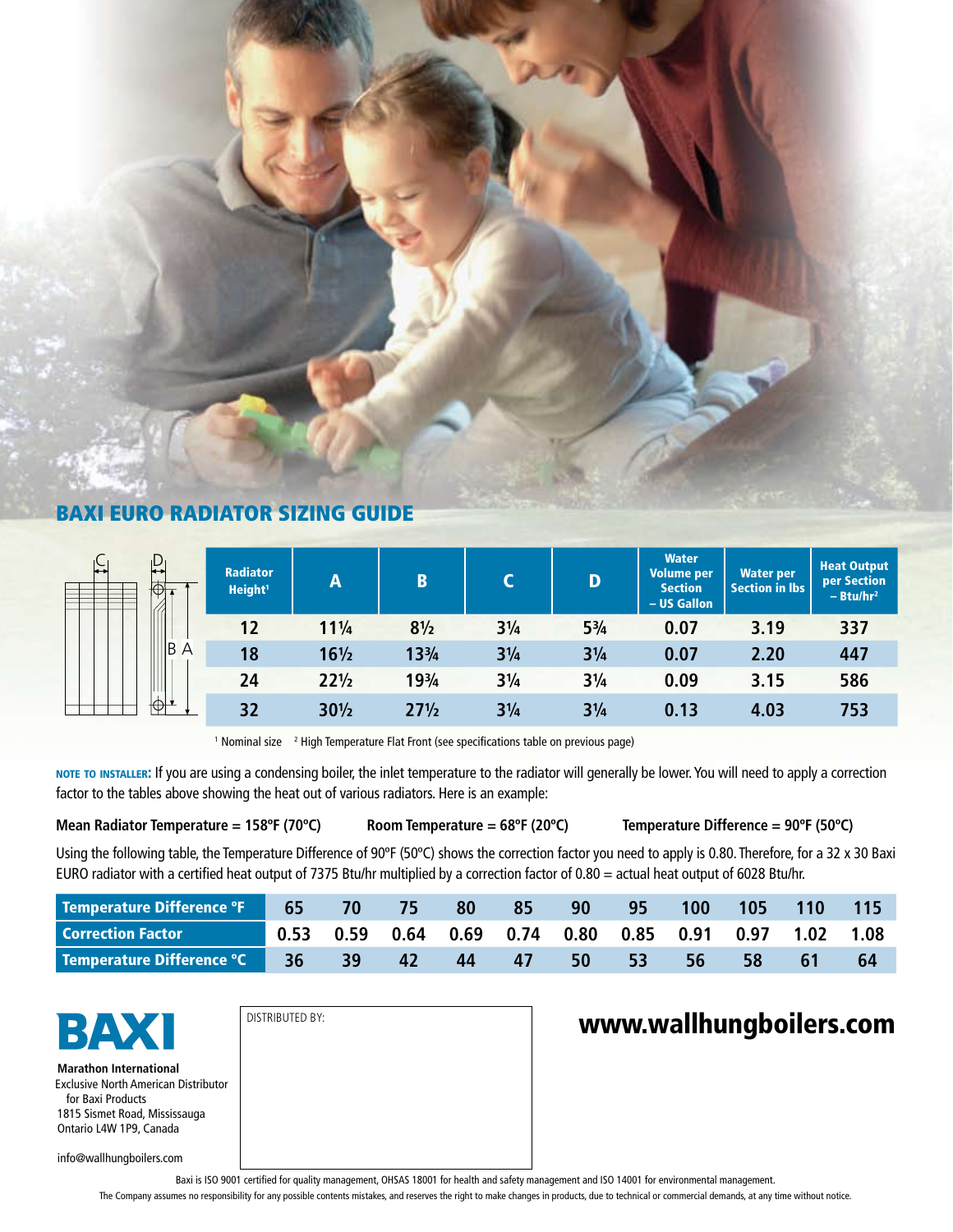## BAXI EURO RADIATOR SIZING GUIDE

| Radiator Height[1] | A | B | C | D | Water Volume per Section – US Gallon | Water per Section in lbs | Heat Output per Section – Btu/hr[2] |
|---|---|---|---|---|---|---|---|
| 12 | 11¼ | 8½ | 3¼ | 5¾ | 0.07 | 3.19 | 337 |
| 18 | 16½ | 13¾ | 3¼ | 3¼ | 0.07 | 2.20 | 447 |
| 24 | 22½ | 19¾ | 3¼ | 3¼ | 0.09 | 3.15 | 586 |
| 32 | 30½ | 27½ | 3¼ | 3¼ | 0.13 | 4.03 | 753 |

[1] Nominal size [2] High Temperature Flat Front (see specifications table on previous page)

**NOTE TO INSTALLER:** If you are using a condensing boiler, the inlet temperature to the radiator will generally be lower. You will need to apply a correction factor to the tables above showing the heat out of various radiators. Here is an example:

**Mean Radiator Temperature = 158ºF (70ºC)** **Room Temperature = 68ºF (20ºC)** **Temperature Difference = 90ºF (50ºC)**

Using the following table, the Temperature Difference of 90ºF (50ºC) shows the correction factor you need to apply is 0.80. Therefore, for a 32 x 30 Baxi EURO radiator with a certified heat output of 7375 Btu/hr multiplied by a correction factor of 0.80 = actual heat output of 6028 Btu/hr.

| | | | | | | | | | | | |
|---|---|---|---|---|---|---|---|---|---|---|---|
| Temperature Difference ºF | 65 | 70 | 75 | 80 | 85 | 90 | 95 | 100 | 105 | 110 | 115 |
| Correction Factor | 0.53 | 0.59 | 0.64 | 0.69 | 0.74 | 0.80 | 0.85 | 0.91 | 0.97 | 1.02 | 1.08 |
| Temperature Difference ºC | 36 | 39 | 42 | 44 | 47 | 50 | 53 | 56 | 58 | 61 | 64 |

**BAXI**

**Marathon International**
Exclusive North American Distributor
for Baxi Products
1815 Sismet Road, Mississauga
Ontario L4W 1P9, Canada

info@wallhungboilers.com

DISTRIBUTED BY:

**www.wallhungboilers.com**

Baxi is ISO 9001 certified for quality management, OHSAS 18001 for health and safety management and ISO 14001 for environmental management.

The Company assumes no responsibility for any possible contents mistakes, and reserves the right to make changes in products, due to technical or commercial demands, at any time without notice.